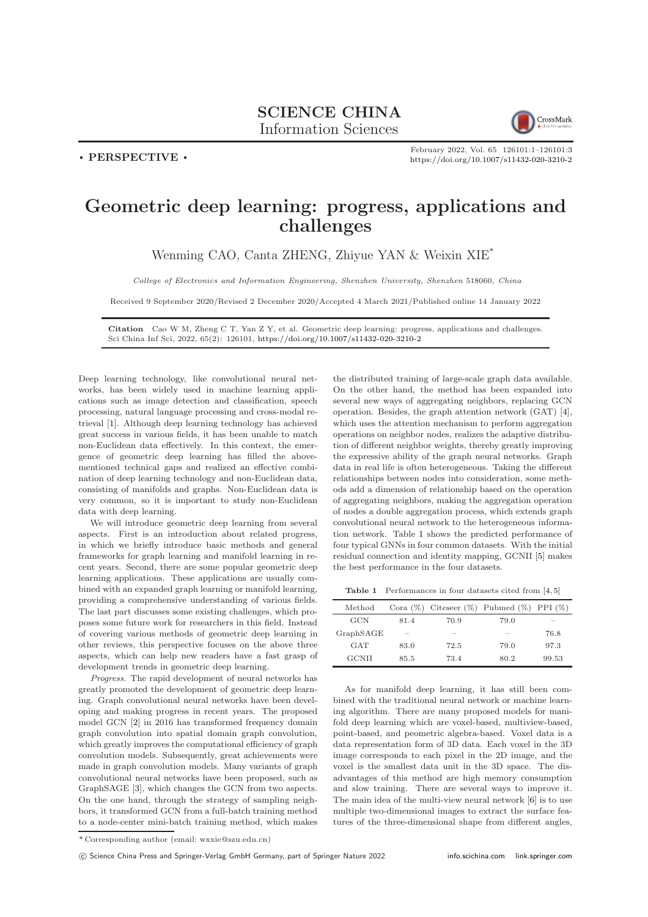**SCIENCE CHINA**
Information Sciences

• PERSPECTIVE •

# Geometric deep learning: progress, applications and challenges

Wenming CAO, Canta ZHENG, Zhiyue YAN & Weixin XIE*

*College of Electronics and Information Engineering, Shenzhen University, Shenzhen 518060, China*

Received 9 September 2020/Revised 2 December 2020/Accepted 4 March 2021/Published online 14 January 2022

**Citation** Cao W M, Zheng C T, Yan Z Y, et al. Geometric deep learning: progress, applications and challenges. Sci China Inf Sci, 2022, 65(2): 126101, https://doi.org/10.1007/s11432-020-3210-2

Deep learning technology, like convolutional neural networks, has been widely used in machine learning applications such as image detection and classification, speech processing, natural language processing and cross-modal retrieval [1]. Although deep learning technology has achieved great success in various fields, it has been unable to match non-Euclidean data effectively. In this context, the emergence of geometric deep learning has filled the above-mentioned technical gaps and realized an effective combination of deep learning technology and non-Euclidean data, consisting of manifolds and graphs. Non-Euclidean data is very common, so it is important to study non-Euclidean data with deep learning.

We will introduce geometric deep learning from several aspects. First is an introduction about related progress, in which we briefly introduce basic methods and general frameworks for graph learning and manifold learning in recent years. Second, there are some popular geometric deep learning applications. These applications are usually combined with an expanded graph learning or manifold learning, providing a comprehensive understanding of various fields. The last part discusses some existing challenges, which proposes some future work for researchers in this field. Instead of covering various methods of geometric deep learning in other reviews, this perspective focuses on the above three aspects, which can help new readers have a fast grasp of development trends in geometric deep learning.

*Progress*. The rapid development of neural networks has greatly promoted the development of geometric deep learning. Graph convolutional neural networks have been developing and making progress in recent years. The proposed model GCN [2] in 2016 has transformed frequency domain graph convolution into spatial domain graph convolution, which greatly improves the computational efficiency of graph convolution models. Subsequently, great achievements were made in graph convolution models. Many variants of graph convolutional neural networks have been proposed, such as GraphSAGE [3], which changes the GCN from two aspects. On the one hand, through the strategy of sampling neighbors, it transformed GCN from a full-batch training method to a node-center mini-batch training method, which makes the distributed training of large-scale graph data available. On the other hand, the method has been expanded into several new ways of aggregating neighbors, replacing GCN operation. Besides, the graph attention network (GAT) [4], which uses the attention mechanism to perform aggregation operations on neighbor nodes, realizes the adaptive distribution of different neighbor weights, thereby greatly improving the expressive ability of the graph neural networks. Graph data in real life is often heterogeneous. Taking the different relationships between nodes into consideration, some methods add a dimension of relationship based on the operation of aggregating neighbors, making the aggregation operation of nodes a double aggregation process, which extends graph convolutional neural network to the heterogeneous information network. Table 1 shows the predicted performance of four typical GNNs in four common datasets. With the initial residual connection and identity mapping, GCNII [5] makes the best performance in the four datasets.

**Table 1** Performances in four datasets cited from [4, 5]

| Method | Cora (%) | Citeseer (%) | Pubmed (%) | PPI (%) |
|---|---|---|---|---|
| GCN | 81.4 | 70.9 | 79.0 | – |
| GraphSAGE | – | – | – | 76.8 |
| GAT | 83.0 | 72.5 | 79.0 | 97.3 |
| GCNII | 85.5 | 73.4 | 80.2 | 99.53 |

As for manifold deep learning, it has still been combined with the traditional neural network or machine learning algorithm. There are many proposed models for manifold deep learning which are voxel-based, multiview-based, point-based, and geometric algebra-based. Voxel data is a data representation form of 3D data. Each voxel in the 3D image corresponds to each pixel in the 2D image, and the voxel is the smallest data unit in the 3D space. The disadvantages of this method are high memory consumption and slow training. There are several ways to improve it. The main idea of the multi-view neural network [6] is to use multiple two-dimensional images to extract the surface features of the three-dimensional shape from different angles,

* Corresponding author (email: wxxie@szu.edu.cn)

© Science China Press and Springer-Verlag GmbH Germany, part of Springer Nature 2022 info.scichina.com link.springer.com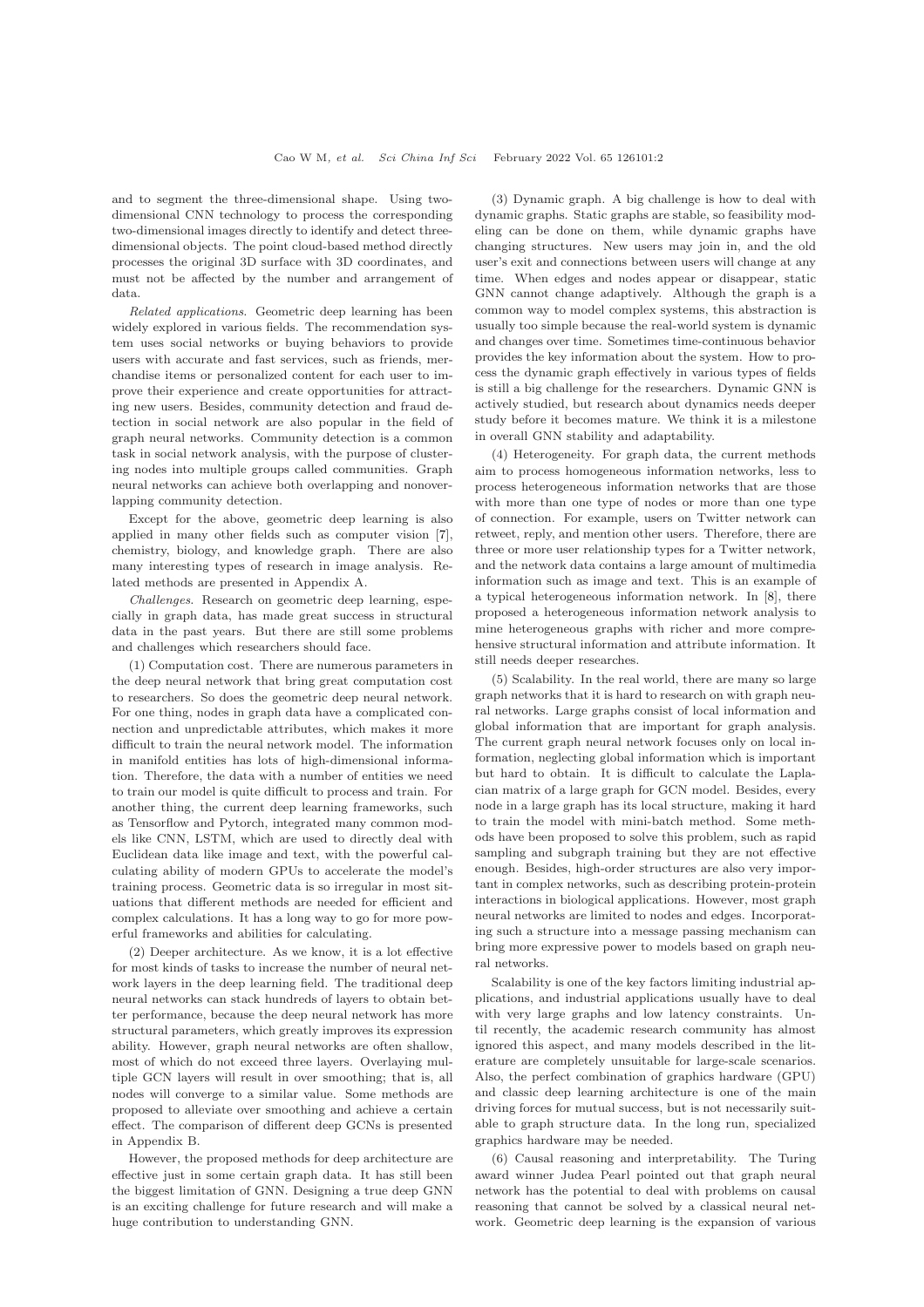and to segment the three-dimensional shape. Using two-dimensional CNN technology to process the corresponding two-dimensional images directly to identify and detect three-dimensional objects. The point cloud-based method directly processes the original 3D surface with 3D coordinates, and must not be affected by the number and arrangement of data.

*Related applications*. Geometric deep learning has been widely explored in various fields. The recommendation system uses social networks or buying behaviors to provide users with accurate and fast services, such as friends, merchandise items or personalized content for each user to improve their experience and create opportunities for attracting new users. Besides, community detection and fraud detection in social network are also popular in the field of graph neural networks. Community detection is a common task in social network analysis, with the purpose of clustering nodes into multiple groups called communities. Graph neural networks can achieve both overlapping and nonoverlapping community detection.

Except for the above, geometric deep learning is also applied in many other fields such as computer vision [7], chemistry, biology, and knowledge graph. There are also many interesting types of research in image analysis. Related methods are presented in Appendix A.

*Challenges*. Research on geometric deep learning, especially in graph data, has made great success in structural data in the past years. But there are still some problems and challenges which researchers should face.

(1) Computation cost. There are numerous parameters in the deep neural network that bring great computation cost to researchers. So does the geometric deep neural network. For one thing, nodes in graph data have a complicated connection and unpredictable attributes, which makes it more difficult to train the neural network model. The information in manifold entities has lots of high-dimensional information. Therefore, the data with a number of entities we need to train our model is quite difficult to process and train. For another thing, the current deep learning frameworks, such as Tensorflow and Pytorch, integrated many common models like CNN, LSTM, which are used to directly deal with Euclidean data like image and text, with the powerful calculating ability of modern GPUs to accelerate the model's training process. Geometric data is so irregular in most situations that different methods are needed for efficient and complex calculations. It has a long way to go for more powerful frameworks and abilities for calculating.

(2) Deeper architecture. As we know, it is a lot effective for most kinds of tasks to increase the number of neural network layers in the deep learning field. The traditional deep neural networks can stack hundreds of layers to obtain better performance, because the deep neural network has more structural parameters, which greatly improves its expression ability. However, graph neural networks are often shallow, most of which do not exceed three layers. Overlaying multiple GCN layers will result in over smoothing; that is, all nodes will converge to a similar value. Some methods are proposed to alleviate over smoothing and achieve a certain effect. The comparison of different deep GCNs is presented in Appendix B.

However, the proposed methods for deep architecture are effective just in some certain graph data. It has still been the biggest limitation of GNN. Designing a true deep GNN is an exciting challenge for future research and will make a huge contribution to understanding GNN.

(3) Dynamic graph. A big challenge is how to deal with dynamic graphs. Static graphs are stable, so feasibility modeling can be done on them, while dynamic graphs have changing structures. New users may join in, and the old user's exit and connections between users will change at any time. When edges and nodes appear or disappear, static GNN cannot change adaptively. Although the graph is a common way to model complex systems, this abstraction is usually too simple because the real-world system is dynamic and changes over time. Sometimes time-continuous behavior provides the key information about the system. How to process the dynamic graph effectively in various types of fields is still a big challenge for the researchers. Dynamic GNN is actively studied, but research about dynamics needs deeper study before it becomes mature. We think it is a milestone in overall GNN stability and adaptability.

(4) Heterogeneity. For graph data, the current methods aim to process homogeneous information networks, less to process heterogeneous information networks that are those with more than one type of nodes or more than one type of connection. For example, users on Twitter network can retweet, reply, and mention other users. Therefore, there are three or more user relationship types for a Twitter network, and the network data contains a large amount of multimedia information such as image and text. This is an example of a typical heterogeneous information network. In [8], there proposed a heterogeneous information network analysis to mine heterogeneous graphs with richer and more comprehensive structural information and attribute information. It still needs deeper researches.

(5) Scalability. In the real world, there are many so large graph networks that it is hard to research on with graph neural networks. Large graphs consist of local information and global information that are important for graph analysis. The current graph neural network focuses only on local information, neglecting global information which is important but hard to obtain. It is difficult to calculate the Laplacian matrix of a large graph for GCN model. Besides, every node in a large graph has its local structure, making it hard to train the model with mini-batch method. Some methods have been proposed to solve this problem, such as rapid sampling and subgraph training but they are not effective enough. Besides, high-order structures are also very important in complex networks, such as describing protein-protein interactions in biological applications. However, most graph neural networks are limited to nodes and edges. Incorporating such a structure into a message passing mechanism can bring more expressive power to models based on graph neural networks.

Scalability is one of the key factors limiting industrial applications, and industrial applications usually have to deal with very large graphs and low latency constraints. Until recently, the academic research community has almost ignored this aspect, and many models described in the literature are completely unsuitable for large-scale scenarios. Also, the perfect combination of graphics hardware (GPU) and classic deep learning architecture is one of the main driving forces for mutual success, but is not necessarily suitable to graph structure data. In the long run, specialized graphics hardware may be needed.

(6) Causal reasoning and interpretability. The Turing award winner Judea Pearl pointed out that graph neural network has the potential to deal with problems on causal reasoning that cannot be solved by a classical neural network. Geometric deep learning is the expansion of various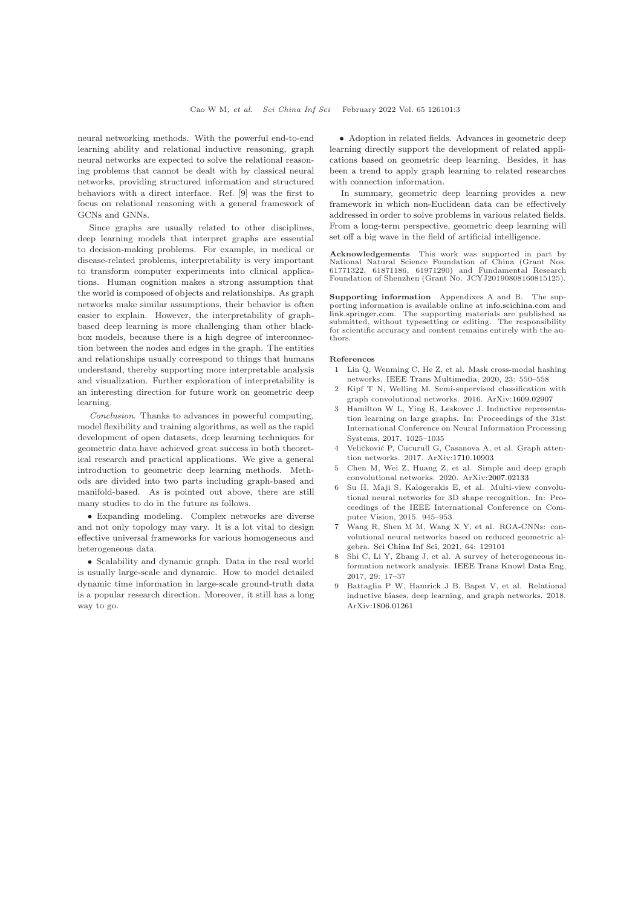neural networking methods. With the powerful end-to-end learning ability and relational inductive reasoning, graph neural networks are expected to solve the relational reasoning problems that cannot be dealt with by classical neural networks, providing structured information and structured behaviors with a direct interface. Ref. [9] was the first to focus on relational reasoning with a general framework of GCNs and GNNs.

Since graphs are usually related to other disciplines, deep learning models that interpret graphs are essential to decision-making problems. For example, in medical or disease-related problems, interpretability is very important to transform computer experiments into clinical applications. Human cognition makes a strong assumption that the world is composed of objects and relationships. As graph networks make similar assumptions, their behavior is often easier to explain. However, the interpretability of graph-based deep learning is more challenging than other black-box models, because there is a high degree of interconnection between the nodes and edges in the graph. The entities and relationships usually correspond to things that humans understand, thereby supporting more interpretable analysis and visualization. Further exploration of interpretability is an interesting direction for future work on geometric deep learning.

*Conclusion*. Thanks to advances in powerful computing, model flexibility and training algorithms, as well as the rapid development of open datasets, deep learning techniques for geometric data have achieved great success in both theoretical research and practical applications. We give a general introduction to geometric deep learning methods. Methods are divided into two parts including graph-based and manifold-based. As is pointed out above, there are still many studies to do in the future as follows.

- Expanding modeling. Complex networks are diverse and not only topology may vary. It is a lot vital to design effective universal frameworks for various homogeneous and heterogeneous data.

- Scalability and dynamic graph. Data in the real world is usually large-scale and dynamic. How to model detailed dynamic time information in large-scale ground-truth data is a popular research direction. Moreover, it still has a long way to go.

- Adoption in related fields. Advances in geometric deep learning directly support the development of related applications based on geometric deep learning. Besides, it has been a trend to apply graph learning to related researches with connection information.

In summary, geometric deep learning provides a new framework in which non-Euclidean data can be effectively addressed in order to solve problems in various related fields. From a long-term perspective, geometric deep learning will set off a big wave in the field of artificial intelligence.

**Acknowledgements** This work was supported in part by National Natural Science Foundation of China (Grant Nos. 61771322, 61871186, 61971290) and Fundamental Research Foundation of Shenzhen (Grant No. JCYJ20190808160815125).

**Supporting information** Appendixes A and B. The supporting information is available online at info.scichina.com and link.springer.com. The supporting materials are published as submitted, without typesetting or editing. The responsibility for scientific accuracy and content remains entirely with the authors.

**References**

1. Lin Q, Wenming C, He Z, et al. Mask cross-modal hashing networks. IEEE Trans Multimedia, 2020, 23: 550–558
2. Kipf T N, Welling M. Semi-supervised classification with graph convolutional networks. 2016. ArXiv:1609.02907
3. Hamilton W L, Ying R, Leskovec J. Inductive representation learning on large graphs. In: Proceedings of the 31st International Conference on Neural Information Processing Systems, 2017. 1025–1035
4. Veličković P, Cucurull G, Casanova A, et al. Graph attention networks. 2017. ArXiv:1710.10903
5. Chen M, Wei Z, Huang Z, et al. Simple and deep graph convolutional networks. 2020. ArXiv:2007.02133
6. Su H, Maji S, Kalogerakis E, et al. Multi-view convolutional neural networks for 3D shape recognition. In: Proceedings of the IEEE International Conference on Computer Vision, 2015. 945–953
7. Wang R, Shen M M, Wang X Y, et al. RGA-CNNs: convolutional neural networks based on reduced geometric algebra. Sci China Inf Sci, 2021, 64: 129101
8. Shi C, Li Y, Zhang J, et al. A survey of heterogeneous information network analysis. IEEE Trans Knowl Data Eng, 2017, 29: 17–37
9. Battaglia P W, Hamrick J B, Bapst V, et al. Relational inductive biases, deep learning, and graph networks. 2018. ArXiv:1806.01261